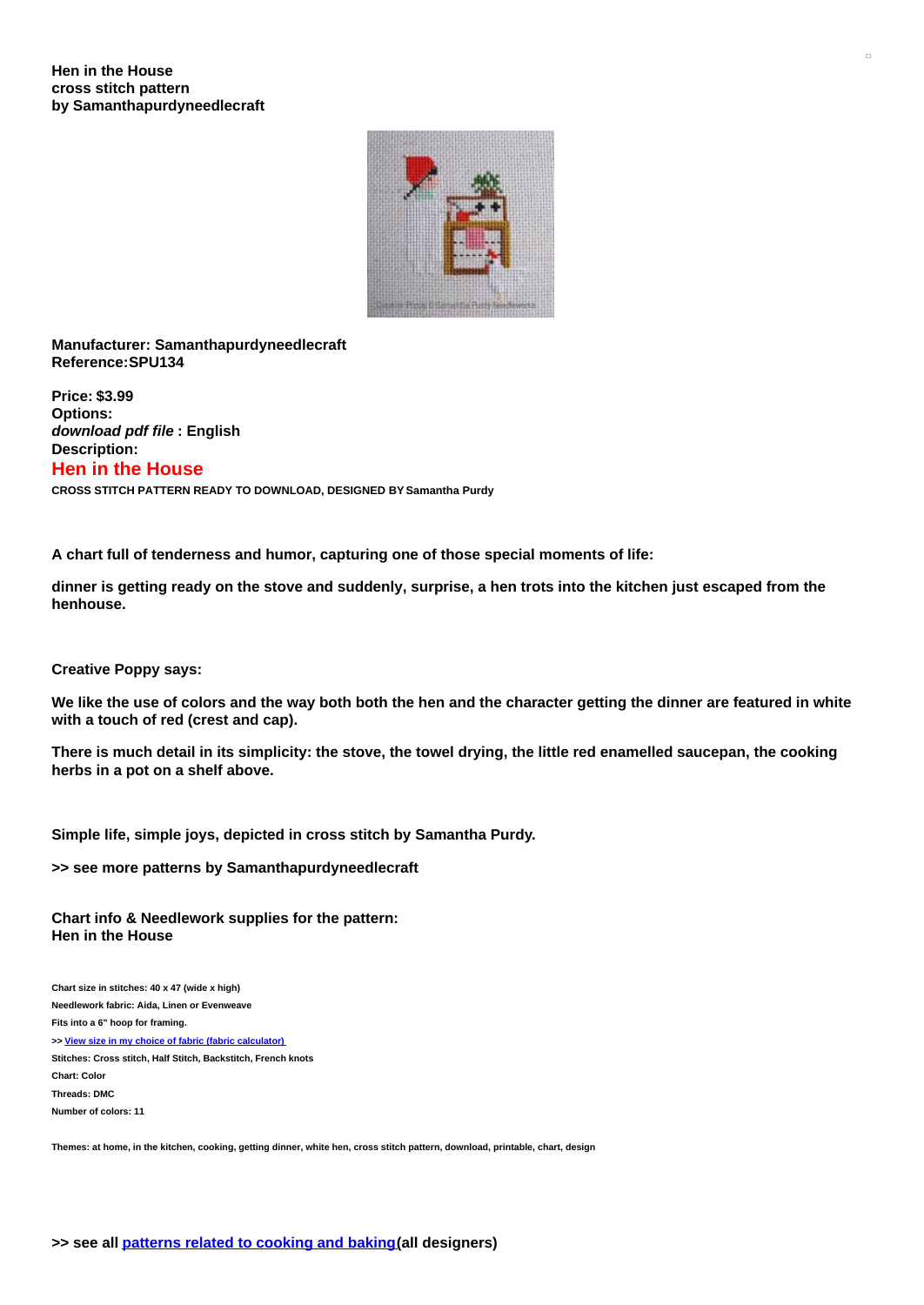**Hen in the House**
**cross stitch pattern**
**by Samanthapurdyneedlecraft**

**Manufacturer: Samanthapurdyneedlecraft**
**Reference:SPU134**

**Price: $3.99**
**Options:**
***download pdf file* : English**
**Description:**

## Hen in the House

**CROSS STITCH PATTERN READY TO DOWNLOAD, DESIGNED BY Samantha Purdy**

**A chart full of tenderness and humor, capturing one of those special moments of life:**

**dinner is getting ready on the stove and suddenly, surprise, a hen trots into the kitchen just escaped from the henhouse.**

**Creative Poppy says:**

**We like the use of colors and the way both both the hen and the character getting the dinner are featured in white with a touch of red (crest and cap).**

**There is much detail in its simplicity: the stove, the towel drying, the little red enamelled saucepan, the cooking herbs in a pot on a shelf above.**

**Simple life, simple joys, depicted in cross stitch by Samantha Purdy.**

**>> see more patterns by Samanthapurdyneedlecraft**

**Chart info & Needlework supplies for the pattern:**
**Hen in the House**

**Chart size in stitches: 40 x 47 (wide x high)**
**Needlework fabric: Aida, Linen or Evenweave**
**Fits into a 6" hoop for framing.**
**>> View size in my choice of fabric (fabric calculator)**
**Stitches: Cross stitch, Half Stitch, Backstitch, French knots**
**Chart: Color**
**Threads: DMC**
**Number of colors: 11**

**Themes: at home, in the kitchen, cooking, getting dinner, white hen, cross stitch pattern, download, printable, chart, design**

**>> see all patterns related to cooking and baking (all designers)**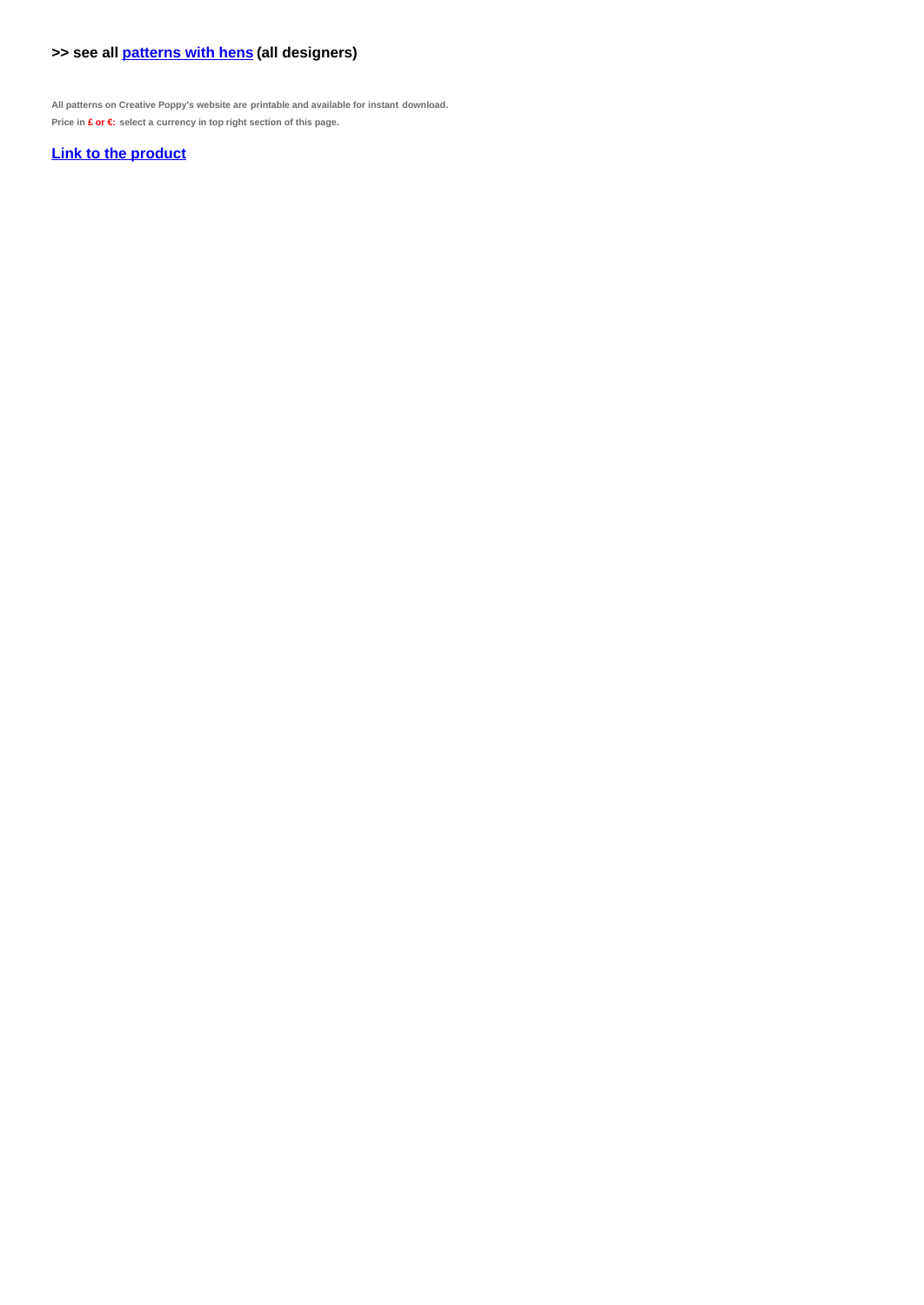**>> see all patterns with hens (all designers)**

**All patterns on Creative Poppy's website are printable and available for instant download.**

**Price in £ or €: select a currency in top right section of this page.**

**Link to the product**